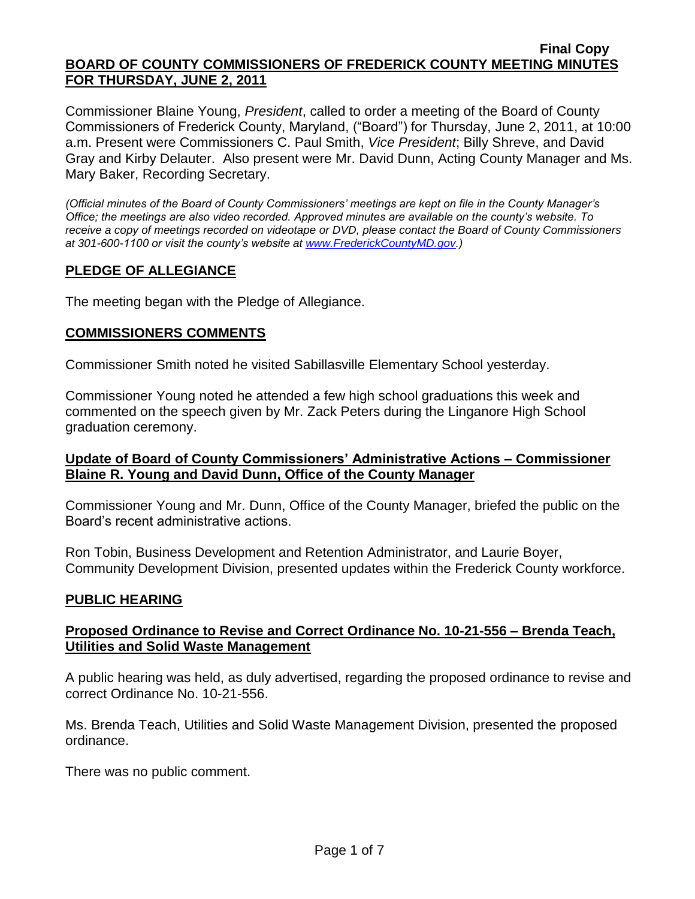**Final Copy**

**BOARD OF COUNTY COMMISSIONERS OF FREDERICK COUNTY MEETING MINUTES FOR THURSDAY, JUNE 2, 2011**

Commissioner Blaine Young, *President*, called to order a meeting of the Board of County Commissioners of Frederick County, Maryland, ("Board") for Thursday, June 2, 2011, at 10:00 a.m. Present were Commissioners C. Paul Smith, *Vice President*; Billy Shreve, and David Gray and Kirby Delauter. Also present were Mr. David Dunn, Acting County Manager and Ms. Mary Baker, Recording Secretary.

*(Official minutes of the Board of County Commissioners' meetings are kept on file in the County Manager's Office; the meetings are also video recorded. Approved minutes are available on the county's website. To receive a copy of meetings recorded on videotape or DVD, please contact the Board of County Commissioners at 301-600-1100 or visit the county's website at www.FrederickCountyMD.gov.)*

## PLEDGE OF ALLEGIANCE

The meeting began with the Pledge of Allegiance.

## COMMISSIONERS COMMENTS

Commissioner Smith noted he visited Sabillasville Elementary School yesterday.

Commissioner Young noted he attended a few high school graduations this week and commented on the speech given by Mr. Zack Peters during the Linganore High School graduation ceremony.

### Update of Board of County Commissioners' Administrative Actions – Commissioner Blaine R. Young and David Dunn, Office of the County Manager

Commissioner Young and Mr. Dunn, Office of the County Manager, briefed the public on the Board's recent administrative actions.

Ron Tobin, Business Development and Retention Administrator, and Laurie Boyer, Community Development Division, presented updates within the Frederick County workforce.

## PUBLIC HEARING

### Proposed Ordinance to Revise and Correct Ordinance No. 10-21-556 – Brenda Teach, Utilities and Solid Waste Management

A public hearing was held, as duly advertised, regarding the proposed ordinance to revise and correct Ordinance No. 10-21-556.

Ms. Brenda Teach, Utilities and Solid Waste Management Division, presented the proposed ordinance.

There was no public comment.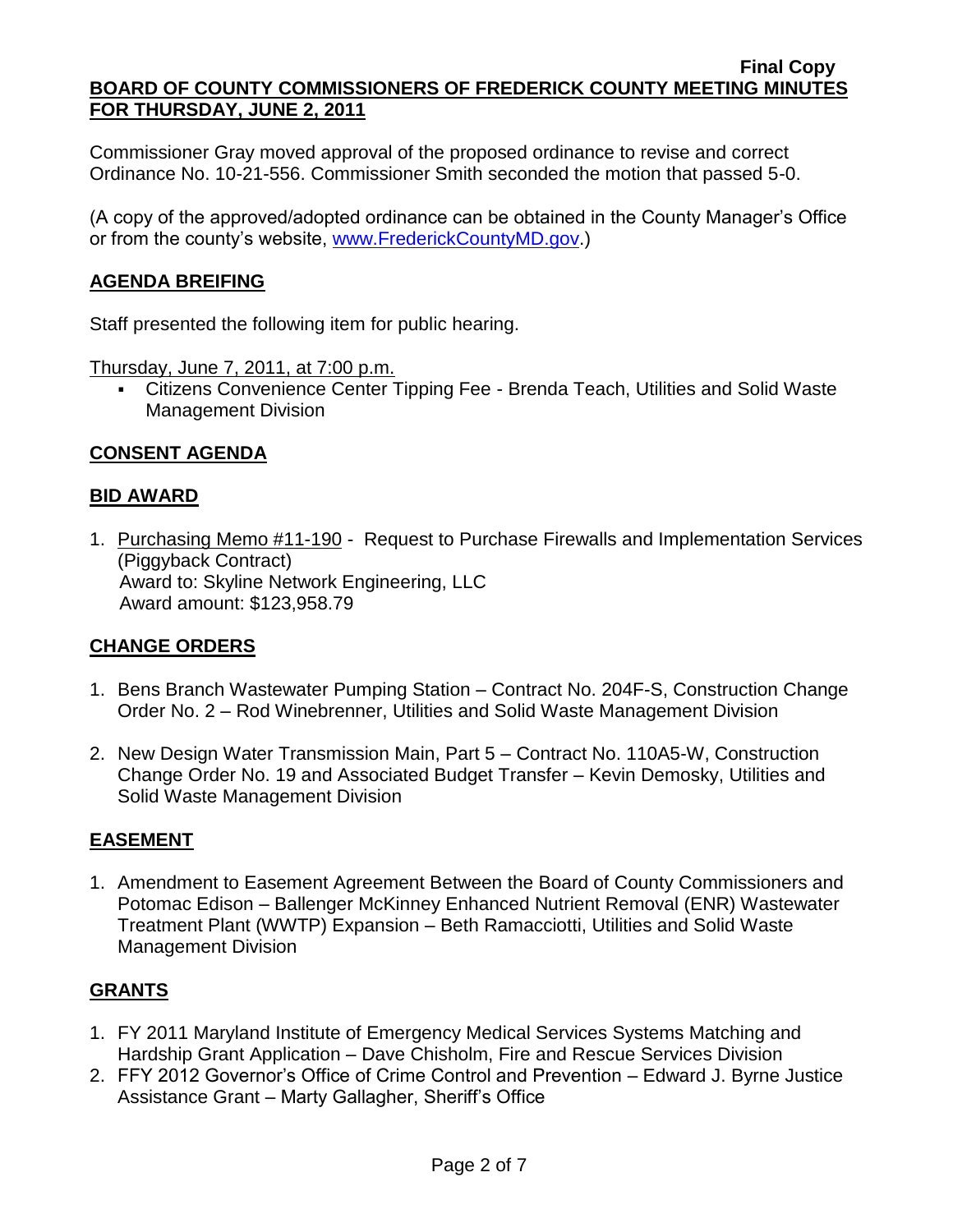Commissioner Gray moved approval of the proposed ordinance to revise and correct Ordinance No. 10-21-556. Commissioner Smith seconded the motion that passed 5-0.

(A copy of the approved/adopted ordinance can be obtained in the County Manager's Office or from the county's website, www.FrederickCountyMD.gov.)

## AGENDA BREIFING

Staff presented the following item for public hearing.

Thursday, June 7, 2011, at 7:00 p.m.

- Citizens Convenience Center Tipping Fee - Brenda Teach, Utilities and Solid Waste Management Division

## CONSENT AGENDA

## BID AWARD

1. Purchasing Memo #11-190 - Request to Purchase Firewalls and Implementation Services (Piggyback Contract)
   Award to: Skyline Network Engineering, LLC
   Award amount: $123,958.79

## CHANGE ORDERS

1. Bens Branch Wastewater Pumping Station – Contract No. 204F-S, Construction Change Order No. 2 – Rod Winebrenner, Utilities and Solid Waste Management Division
2. New Design Water Transmission Main, Part 5 – Contract No. 110A5-W, Construction Change Order No. 19 and Associated Budget Transfer – Kevin Demosky, Utilities and Solid Waste Management Division

## EASEMENT

1. Amendment to Easement Agreement Between the Board of County Commissioners and Potomac Edison – Ballenger McKinney Enhanced Nutrient Removal (ENR) Wastewater Treatment Plant (WWTP) Expansion – Beth Ramacciotti, Utilities and Solid Waste Management Division

## GRANTS

1. FY 2011 Maryland Institute of Emergency Medical Services Systems Matching and Hardship Grant Application – Dave Chisholm, Fire and Rescue Services Division
2. FFY 2012 Governor's Office of Crime Control and Prevention – Edward J. Byrne Justice Assistance Grant – Marty Gallagher, Sheriff's Office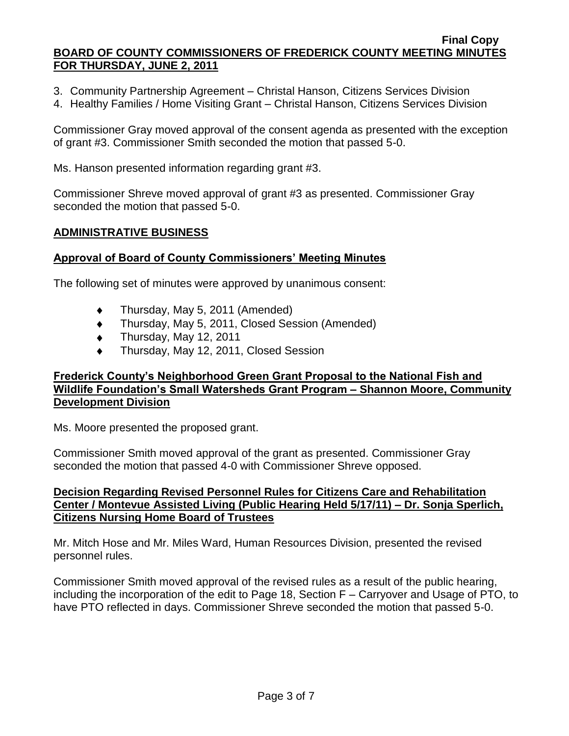3. Community Partnership Agreement – Christal Hanson, Citizens Services Division
4. Healthy Families / Home Visiting Grant – Christal Hanson, Citizens Services Division

Commissioner Gray moved approval of the consent agenda as presented with the exception of grant #3. Commissioner Smith seconded the motion that passed 5-0.

Ms. Hanson presented information regarding grant #3.

Commissioner Shreve moved approval of grant #3 as presented. Commissioner Gray seconded the motion that passed 5-0.

## ADMINISTRATIVE BUSINESS

### Approval of Board of County Commissioners' Meeting Minutes

The following set of minutes were approved by unanimous consent:

- Thursday, May 5, 2011 (Amended)
- Thursday, May 5, 2011, Closed Session (Amended)
- Thursday, May 12, 2011
- Thursday, May 12, 2011, Closed Session

### Frederick County's Neighborhood Green Grant Proposal to the National Fish and Wildlife Foundation's Small Watersheds Grant Program – Shannon Moore, Community Development Division

Ms. Moore presented the proposed grant.

Commissioner Smith moved approval of the grant as presented. Commissioner Gray seconded the motion that passed 4-0 with Commissioner Shreve opposed.

### Decision Regarding Revised Personnel Rules for Citizens Care and Rehabilitation Center / Montevue Assisted Living (Public Hearing Held 5/17/11) – Dr. Sonja Sperlich, Citizens Nursing Home Board of Trustees

Mr. Mitch Hose and Mr. Miles Ward, Human Resources Division, presented the revised personnel rules.

Commissioner Smith moved approval of the revised rules as a result of the public hearing, including the incorporation of the edit to Page 18, Section F – Carryover and Usage of PTO, to have PTO reflected in days. Commissioner Shreve seconded the motion that passed 5-0.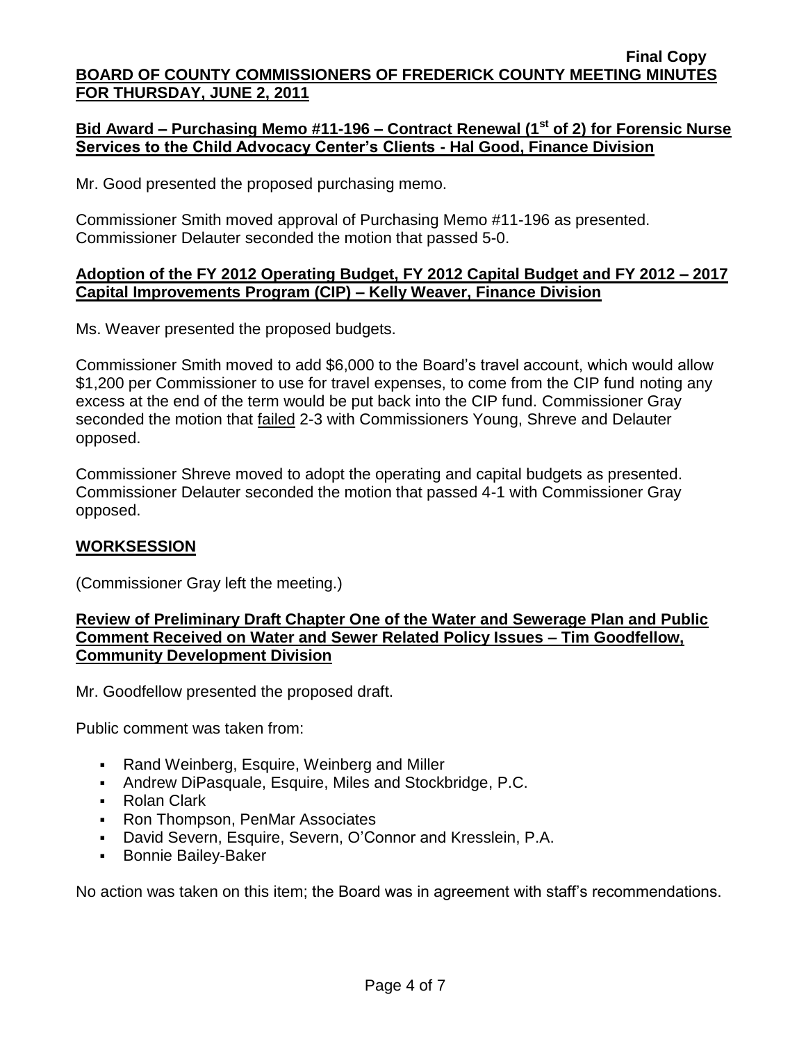**Bid Award – Purchasing Memo #11-196 – Contract Renewal (1st of 2) for Forensic Nurse Services to the Child Advocacy Center's Clients - Hal Good, Finance Division**

Mr. Good presented the proposed purchasing memo.

Commissioner Smith moved approval of Purchasing Memo #11-196 as presented. Commissioner Delauter seconded the motion that passed 5-0.

**Adoption of the FY 2012 Operating Budget, FY 2012 Capital Budget and FY 2012 – 2017 Capital Improvements Program (CIP) – Kelly Weaver, Finance Division**

Ms. Weaver presented the proposed budgets.

Commissioner Smith moved to add $6,000 to the Board's travel account, which would allow $1,200 per Commissioner to use for travel expenses, to come from the CIP fund noting any excess at the end of the term would be put back into the CIP fund. Commissioner Gray seconded the motion that failed 2-3 with Commissioners Young, Shreve and Delauter opposed.

Commissioner Shreve moved to adopt the operating and capital budgets as presented. Commissioner Delauter seconded the motion that passed 4-1 with Commissioner Gray opposed.

**WORKSESSION**

(Commissioner Gray left the meeting.)

**Review of Preliminary Draft Chapter One of the Water and Sewerage Plan and Public Comment Received on Water and Sewer Related Policy Issues – Tim Goodfellow, Community Development Division**

Mr. Goodfellow presented the proposed draft.

Public comment was taken from:

- Rand Weinberg, Esquire, Weinberg and Miller
- Andrew DiPasquale, Esquire, Miles and Stockbridge, P.C.
- Rolan Clark
- Ron Thompson, PenMar Associates
- David Severn, Esquire, Severn, O'Connor and Kresslein, P.A.
- Bonnie Bailey-Baker

No action was taken on this item; the Board was in agreement with staff's recommendations.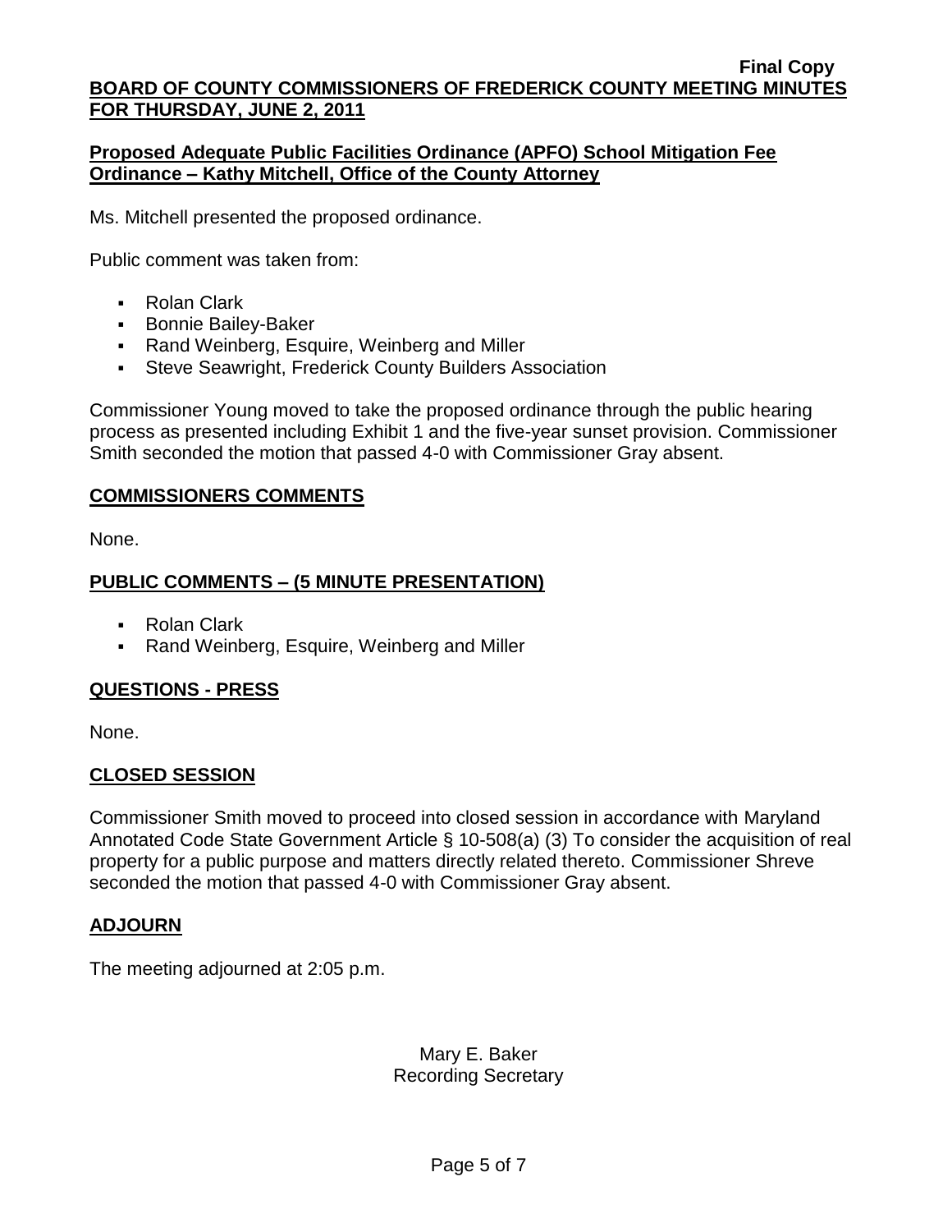**Proposed Adequate Public Facilities Ordinance (APFO) School Mitigation Fee Ordinance – Kathy Mitchell, Office of the County Attorney**

Ms. Mitchell presented the proposed ordinance.

Public comment was taken from:

- Rolan Clark
- Bonnie Bailey-Baker
- Rand Weinberg, Esquire, Weinberg and Miller
- Steve Seawright, Frederick County Builders Association

Commissioner Young moved to take the proposed ordinance through the public hearing process as presented including Exhibit 1 and the five-year sunset provision. Commissioner Smith seconded the motion that passed 4-0 with Commissioner Gray absent.

## COMMISSIONERS COMMENTS

None.

## PUBLIC COMMENTS – (5 MINUTE PRESENTATION)

- Rolan Clark
- Rand Weinberg, Esquire, Weinberg and Miller

## QUESTIONS - PRESS

None.

## CLOSED SESSION

Commissioner Smith moved to proceed into closed session in accordance with Maryland Annotated Code State Government Article § 10-508(a) (3) To consider the acquisition of real property for a public purpose and matters directly related thereto. Commissioner Shreve seconded the motion that passed 4-0 with Commissioner Gray absent.

## ADJOURN

The meeting adjourned at 2:05 p.m.

Mary E. Baker
Recording Secretary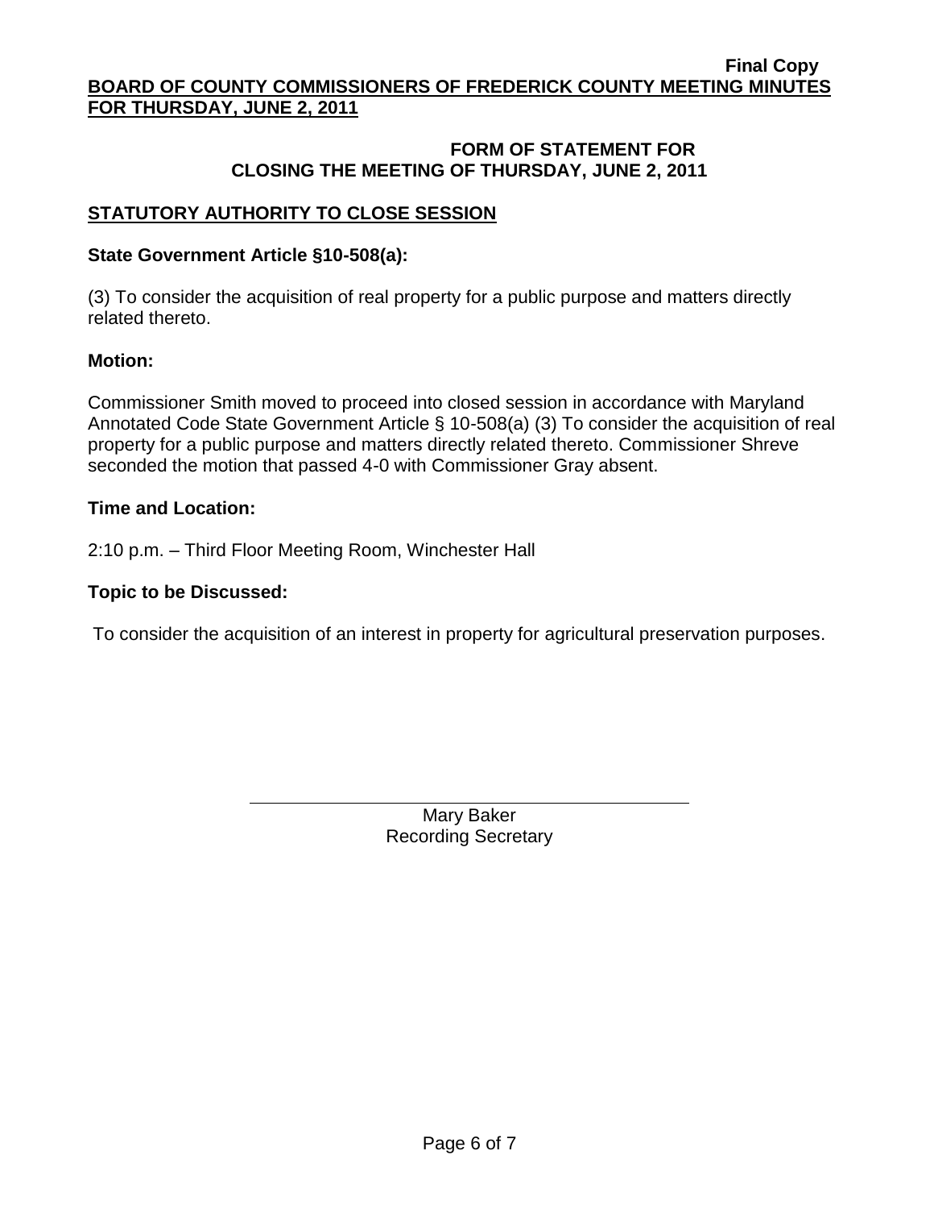**Final Copy**

**BOARD OF COUNTY COMMISSIONERS OF FREDERICK COUNTY MEETING MINUTES FOR THURSDAY, JUNE 2, 2011**

## FORM OF STATEMENT FOR CLOSING THE MEETING OF THURSDAY, JUNE 2, 2011

### STATUTORY AUTHORITY TO CLOSE SESSION

**State Government Article §10-508(a):**

(3) To consider the acquisition of real property for a public purpose and matters directly related thereto.

**Motion:**

Commissioner Smith moved to proceed into closed session in accordance with Maryland Annotated Code State Government Article § 10-508(a) (3) To consider the acquisition of real property for a public purpose and matters directly related thereto. Commissioner Shreve seconded the motion that passed 4-0 with Commissioner Gray absent.

**Time and Location:**

2:10 p.m. – Third Floor Meeting Room, Winchester Hall

**Topic to be Discussed:**

To consider the acquisition of an interest in property for agricultural preservation purposes.

Mary Baker
Recording Secretary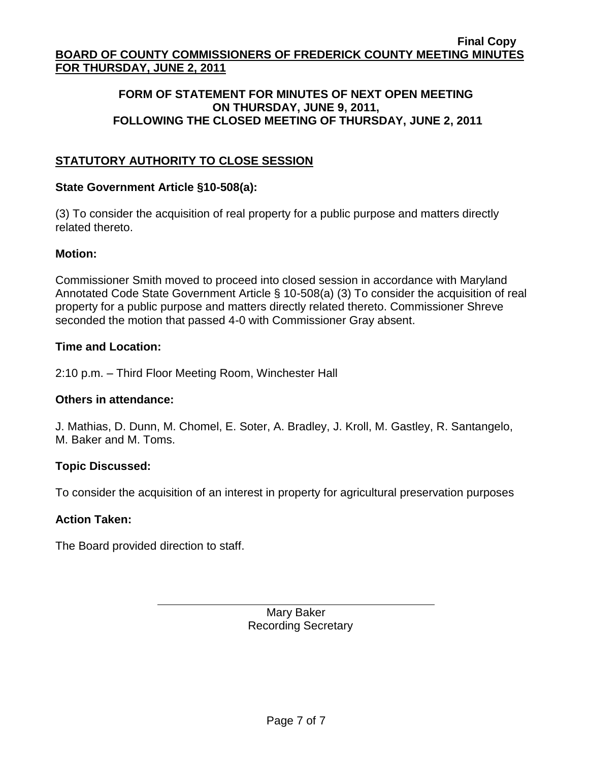## FORM OF STATEMENT FOR MINUTES OF NEXT OPEN MEETING ON THURSDAY, JUNE 9, 2011, FOLLOWING THE CLOSED MEETING OF THURSDAY, JUNE 2, 2011

## STATUTORY AUTHORITY TO CLOSE SESSION

**State Government Article §10-508(a):**

(3) To consider the acquisition of real property for a public purpose and matters directly related thereto.

**Motion:**

Commissioner Smith moved to proceed into closed session in accordance with Maryland Annotated Code State Government Article § 10-508(a) (3) To consider the acquisition of real property for a public purpose and matters directly related thereto. Commissioner Shreve seconded the motion that passed 4-0 with Commissioner Gray absent.

**Time and Location:**

2:10 p.m. – Third Floor Meeting Room, Winchester Hall

**Others in attendance:**

J. Mathias, D. Dunn, M. Chomel, E. Soter, A. Bradley, J. Kroll, M. Gastley, R. Santangelo, M. Baker and M. Toms.

**Topic Discussed:**

To consider the acquisition of an interest in property for agricultural preservation purposes

**Action Taken:**

The Board provided direction to staff.

Mary Baker
Recording Secretary